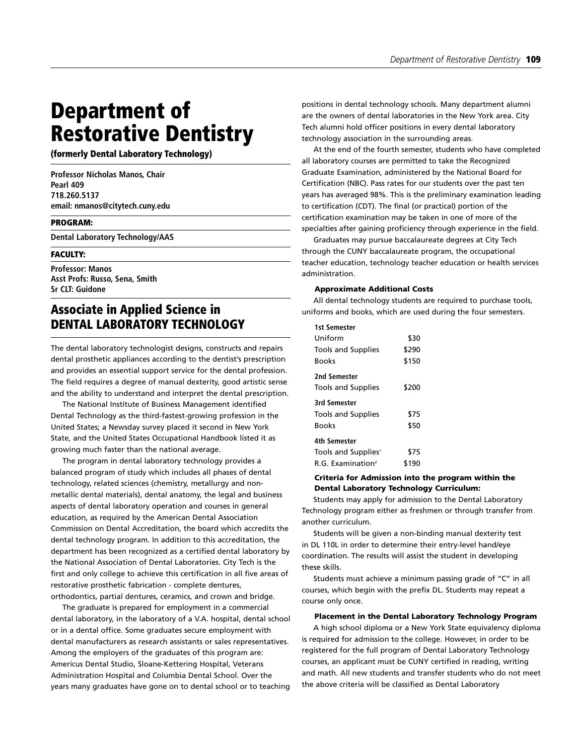# Department of Restorative Dentistry

**(formerly Dental Laboratory Technology)**

**Professor Nicholas Manos, Chair**
**Pearl 409**
**718.260.5137**
**email: nmanos@citytech.cuny.edu**

**PROGRAM:**

**Dental Laboratory Technology/AAS**

**FACULTY:**

**Professor: Manos**
**Asst Profs: Russo, Sena, Smith**
**Sr CLT: Guidone**

## Associate in Applied Science in DENTAL LABORATORY TECHNOLOGY

The dental laboratory technologist designs, constructs and repairs dental prosthetic appliances according to the dentist's prescription and provides an essential support service for the dental profession. The field requires a degree of manual dexterity, good artistic sense and the ability to understand and interpret the dental prescription.

The National Institute of Business Management identified Dental Technology as the third-fastest-growing profession in the United States; a Newsday survey placed it second in New York State, and the United States Occupational Handbook listed it as growing much faster than the national average.

The program in dental laboratory technology provides a balanced program of study which includes all phases of dental technology, related sciences (chemistry, metallurgy and non-metallic dental materials), dental anatomy, the legal and business aspects of dental laboratory operation and courses in general education, as required by the American Dental Association Commission on Dental Accreditation, the board which accredits the dental technology program. In addition to this accreditation, the department has been recognized as a certified dental laboratory by the National Association of Dental Laboratories. City Tech is the first and only college to achieve this certification in all five areas of restorative prosthetic fabrication - complete dentures, orthodontics, partial dentures, ceramics, and crown and bridge.

The graduate is prepared for employment in a commercial dental laboratory, in the laboratory of a V.A. hospital, dental school or in a dental office. Some graduates secure employment with dental manufacturers as research assistants or sales representatives. Among the employers of the graduates of this program are: Americus Dental Studio, Sloane-Kettering Hospital, Veterans Administration Hospital and Columbia Dental School. Over the years many graduates have gone on to dental school or to teaching positions in dental technology schools. Many department alumni are the owners of dental laboratories in the New York area. City Tech alumni hold officer positions in every dental laboratory technology association in the surrounding areas.

At the end of the fourth semester, students who have completed all laboratory courses are permitted to take the Recognized Graduate Examination, administered by the National Board for Certification (NBC). Pass rates for our students over the past ten years has averaged 98%. This is the preliminary examination leading to certification (CDT). The final (or practical) portion of the certification examination may be taken in one of more of the specialties after gaining proficiency through experience in the field.

Graduates may pursue baccalaureate degrees at City Tech through the CUNY baccalaureate program, the occupational teacher education, technology teacher education or health services administration.

#### Approximate Additional Costs

All dental technology students are required to purchase tools, uniforms and books, which are used during the four semesters.

| | |
|---|---|
| **1st Semester** | |
| Uniform | $30 |
| Tools and Supplies | $290 |
| Books | $150 |
| **2nd Semester** | |
| Tools and Supplies | $200 |
| **3rd Semester** | |
| Tools and Supplies | $75 |
| Books | $50 |
| **4th Semester** | |
| Tools and Supplies[1] | $75 |
| R.G. Examination[2] | $190 |

#### Criteria for Admission into the program within the Dental Laboratory Technology Curriculum:

Students may apply for admission to the Dental Laboratory Technology program either as freshmen or through transfer from another curriculum.

Students will be given a non-binding manual dexterity test in DL 110L in order to determine their entry-level hand/eye coordination. The results will assist the student in developing these skills.

Students must achieve a minimum passing grade of "C" in all courses, which begin with the prefix DL. Students may repeat a course only once.

#### Placement in the Dental Laboratory Technology Program

A high school diploma or a New York State equivalency diploma is required for admission to the college. However, in order to be registered for the full program of Dental Laboratory Technology courses, an applicant must be CUNY certified in reading, writing and math. All new students and transfer students who do not meet the above criteria will be classified as Dental Laboratory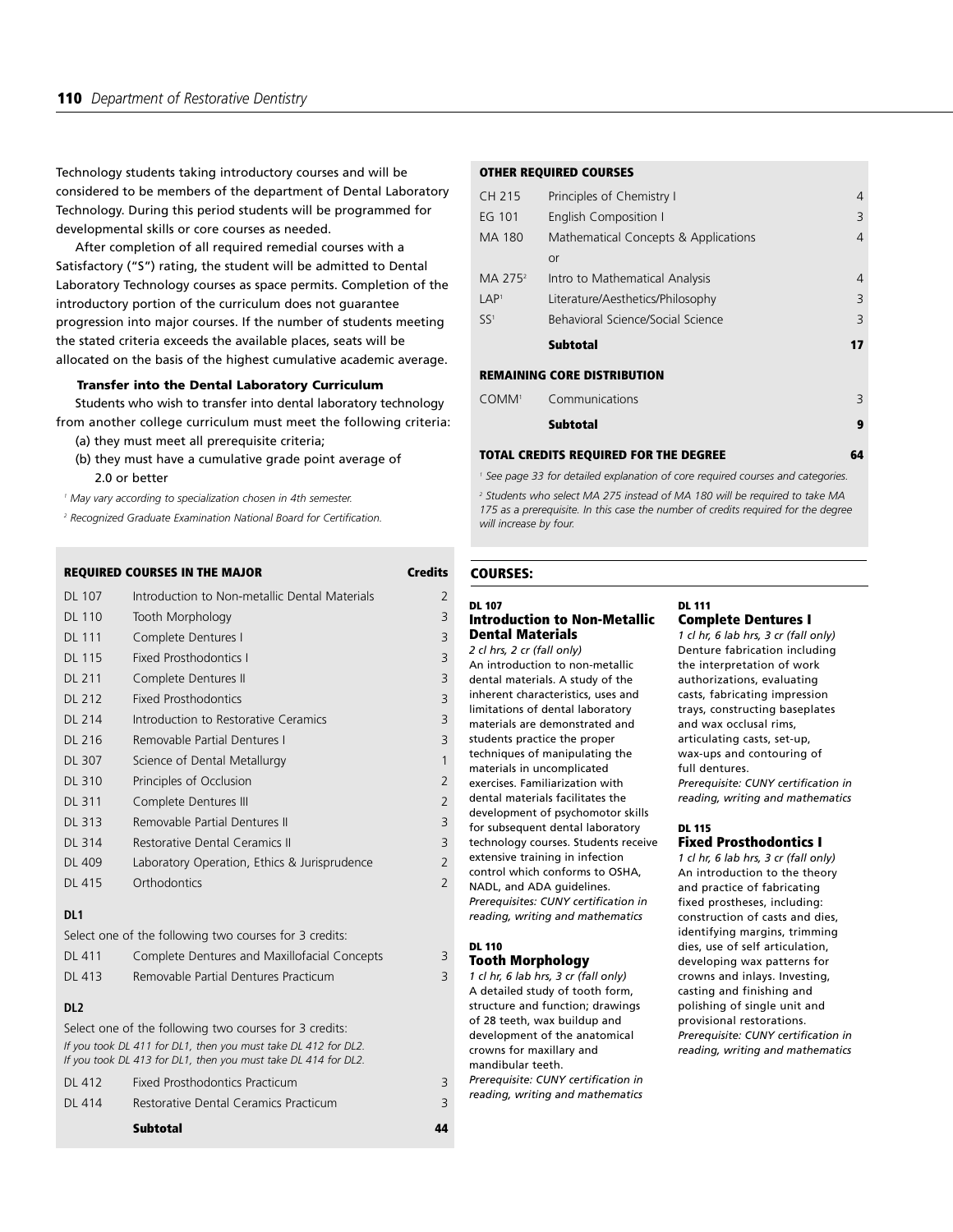Technology students taking introductory courses and will be considered to be members of the department of Dental Laboratory Technology. During this period students will be programmed for developmental skills or core courses as needed.

After completion of all required remedial courses with a Satisfactory ("S") rating, the student will be admitted to Dental Laboratory Technology courses as space permits. Completion of the introductory portion of the curriculum does not guarantee progression into major courses. If the number of students meeting the stated criteria exceeds the available places, seats will be allocated on the basis of the highest cumulative academic average.

**Transfer into the Dental Laboratory Curriculum**

Students who wish to transfer into dental laboratory technology from another college curriculum must meet the following criteria:

(a) they must meet all prerequisite criteria;
(b) they must have a cumulative grade point average of 2.0 or better

*[1] May vary according to specialization chosen in 4th semester.*

*[2] Recognized Graduate Examination National Board for Certification.*

| REQUIRED COURSES IN THE MAJOR | | Credits |
|---|---|---|
| DL 107 | Introduction to Non-metallic Dental Materials | 2 |
| DL 110 | Tooth Morphology | 3 |
| DL 111 | Complete Dentures I | 3 |
| DL 115 | Fixed Prosthodontics I | 3 |
| DL 211 | Complete Dentures II | 3 |
| DL 212 | Fixed Prosthodontics | 3 |
| DL 214 | Introduction to Restorative Ceramics | 3 |
| DL 216 | Removable Partial Dentures I | 3 |
| DL 307 | Science of Dental Metallurgy | 1 |
| DL 310 | Principles of Occlusion | 2 |
| DL 311 | Complete Dentures III | 2 |
| DL 313 | Removable Partial Dentures II | 3 |
| DL 314 | Restorative Dental Ceramics II | 3 |
| DL 409 | Laboratory Operation, Ethics & Jurisprudence | 2 |
| DL 415 | Orthodontics | 2 |
| **DL1** | | |
| | Select one of the following two courses for 3 credits: | |
| DL 411 | Complete Dentures and Maxillofacial Concepts | 3 |
| DL 413 | Removable Partial Dentures Practicum | 3 |
| **DL2** | | |
| | Select one of the following two courses for 3 credits: *If you took DL 411 for DL1, then you must take DL 412 for DL2. If you took DL 413 for DL1, then you must take DL 414 for DL2.* | |
| DL 412 | Fixed Prosthodontics Practicum | 3 |
| DL 414 | Restorative Dental Ceramics Practicum | 3 |
| | **Subtotal** | **44** |

| OTHER REQUIRED COURSES | | |
|---|---|---|
| CH 215 | Principles of Chemistry I | 4 |
| EG 101 | English Composition I | 3 |
| MA 180 | Mathematical Concepts & Applications | 4 |
| | or | |
| MA 275[2] | Intro to Mathematical Analysis | 4 |
| LAP[1] | Literature/Aesthetics/Philosophy | 3 |
| SS[1] | Behavioral Science/Social Science | 3 |
| | **Subtotal** | **17** |
| **REMAINING CORE DISTRIBUTION** | | |
| COMM[1] | Communications | 3 |
| | **Subtotal** | **9** |
| **TOTAL CREDITS REQUIRED FOR THE DEGREE** | | **64** |

*[1] See page 33 for detailed explanation of core required courses and categories.*

*[2] Students who select MA 275 instead of MA 180 will be required to take MA 175 as a prerequisite. In this case the number of credits required for the degree will increase by four.*

## COURSES:

**DL 107**
### Introduction to Non-Metallic Dental Materials

*2 cl hrs, 2 cr (fall only)*

An introduction to non-metallic dental materials. A study of the inherent characteristics, uses and limitations of dental laboratory materials are demonstrated and students practice the proper techniques of manipulating the materials in uncomplicated exercises. Familiarization with dental materials facilitates the development of psychomotor skills for subsequent dental laboratory technology courses. Students receive extensive training in infection control which conforms to OSHA, NADL, and ADA guidelines.

*Prerequisites: CUNY certification in reading, writing and mathematics*

**DL 110**
### Tooth Morphology

*1 cl hr, 6 lab hrs, 3 cr (fall only)*

A detailed study of tooth form, structure and function; drawings of 28 teeth, wax buildup and development of the anatomical crowns for maxillary and mandibular teeth.

*Prerequisite: CUNY certification in reading, writing and mathematics*

**DL 111**
### Complete Dentures I

*1 cl hr, 6 lab hrs, 3 cr (fall only)*

Denture fabrication including the interpretation of work authorizations, evaluating casts, fabricating impression trays, constructing baseplates and wax occlusal rims, articulating casts, set-up, wax-ups and contouring of full dentures.

*Prerequisite: CUNY certification in reading, writing and mathematics*

**DL 115**
### Fixed Prosthodontics I

*1 cl hr, 6 lab hrs, 3 cr (fall only)*

An introduction to the theory and practice of fabricating fixed prostheses, including: construction of casts and dies, identifying margins, trimming dies, use of self articulation, developing wax patterns for crowns and inlays. Investing, casting and finishing and polishing of single unit and provisional restorations.

*Prerequisite: CUNY certification in reading, writing and mathematics*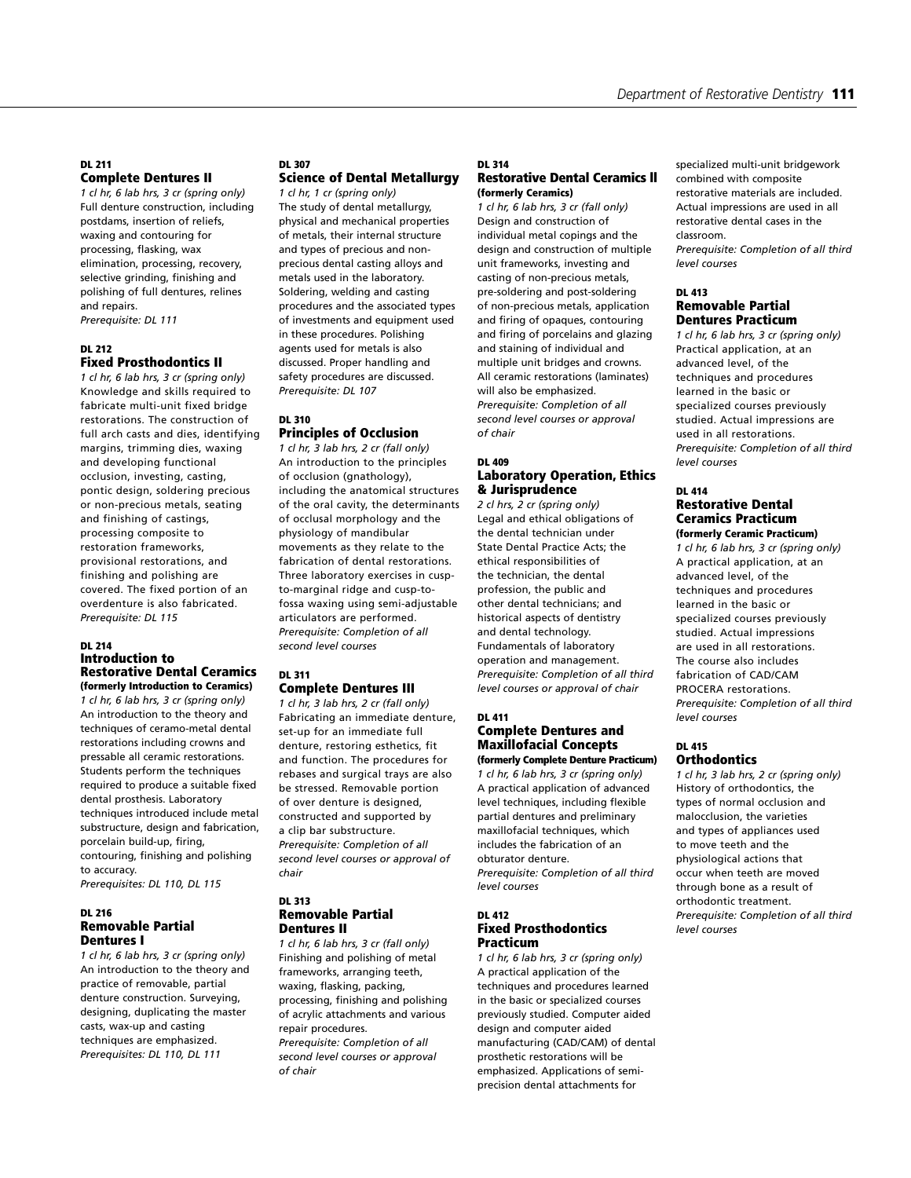#### DL 211
### Complete Dentures II

*1 cl hr, 6 lab hrs, 3 cr (spring only)*
Full denture construction, including postdams, insertion of reliefs, waxing and contouring for processing, flasking, wax elimination, processing, recovery, selective grinding, finishing and polishing of full dentures, relines and repairs.
*Prerequisite: DL 111*

#### DL 212
### Fixed Prosthodontics II

*1 cl hr, 6 lab hrs, 3 cr (spring only)*
Knowledge and skills required to fabricate multi-unit fixed bridge restorations. The construction of full arch casts and dies, identifying margins, trimming dies, waxing and developing functional occlusion, investing, casting, pontic design, soldering precious or non-precious metals, seating and finishing of castings, processing composite to restoration frameworks, provisional restorations, and finishing and polishing are covered. The fixed portion of an overdenture is also fabricated.
*Prerequisite: DL 115*

#### DL 214
### Introduction to Restorative Dental Ceramics
**(formerly Introduction to Ceramics)**

*1 cl hr, 6 lab hrs, 3 cr (spring only)*
An introduction to the theory and techniques of ceramo-metal dental restorations including crowns and pressable all ceramic restorations. Students perform the techniques required to produce a suitable fixed dental prosthesis. Laboratory techniques introduced include metal substructure, design and fabrication, porcelain build-up, firing, contouring, finishing and polishing to accuracy.
*Prerequisites: DL 110, DL 115*

#### DL 216
### Removable Partial Dentures I

*1 cl hr, 6 lab hrs, 3 cr (spring only)*
An introduction to the theory and practice of removable, partial denture construction. Surveying, designing, duplicating the master casts, wax-up and casting techniques are emphasized.
*Prerequisites: DL 110, DL 111*

#### DL 307
### Science of Dental Metallurgy

*1 cl hr, 1 cr (spring only)*
The study of dental metallurgy, physical and mechanical properties of metals, their internal structure and types of precious and non-precious dental casting alloys and metals used in the laboratory. Soldering, welding and casting procedures and the associated types of investments and equipment used in these procedures. Polishing agents used for metals is also discussed. Proper handling and safety procedures are discussed.
*Prerequisite: DL 107*

#### DL 310
### Principles of Occlusion

*1 cl hr, 3 lab hrs, 2 cr (fall only)*
An introduction to the principles of occlusion (gnathology), including the anatomical structures of the oral cavity, the determinants of occlusal morphology and the physiology of mandibular movements as they relate to the fabrication of dental restorations. Three laboratory exercises in cusp-to-marginal ridge and cusp-to-fossa waxing using semi-adjustable articulators are performed.
*Prerequisite: Completion of all second level courses*

#### DL 311
### Complete Dentures III

*1 cl hr, 3 lab hrs, 2 cr (fall only)*
Fabricating an immediate denture, set-up for an immediate full denture, restoring esthetics, fit and function. The procedures for rebases and surgical trays are also be stressed. Removable portion of over denture is designed, constructed and supported by a clip bar substructure.
*Prerequisite: Completion of all second level courses or approval of chair*

#### DL 313
### Removable Partial Dentures II

*1 cl hr, 6 lab hrs, 3 cr (fall only)*
Finishing and polishing of metal frameworks, arranging teeth, waxing, flasking, packing, processing, finishing and polishing of acrylic attachments and various repair procedures.
*Prerequisite: Completion of all second level courses or approval of chair*

#### DL 314
### Restorative Dental Ceramics ll
**(formerly Ceramics)**

*1 cl hr, 6 lab hrs, 3 cr (fall only)*
Design and construction of individual metal copings and the design and construction of multiple unit frameworks, investing and casting of non-precious metals, pre-soldering and post-soldering of non-precious metals, application and firing of opaques, contouring and firing of porcelains and glazing and staining of individual and multiple unit bridges and crowns. All ceramic restorations (laminates) will also be emphasized.
*Prerequisite: Completion of all second level courses or approval of chair*

#### DL 409
### Laboratory Operation, Ethics & Jurisprudence

*2 cl hrs, 2 cr (spring only)*
Legal and ethical obligations of the dental technician under State Dental Practice Acts; the ethical responsibilities of the technician, the dental profession, the public and other dental technicians; and historical aspects of dentistry and dental technology. Fundamentals of laboratory operation and management.
*Prerequisite: Completion of all third level courses or approval of chair*

#### DL 411
### Complete Dentures and Maxillofacial Concepts
**(formerly Complete Denture Practicum)**

*1 cl hr, 6 lab hrs, 3 cr (spring only)*
A practical application of advanced level techniques, including flexible partial dentures and preliminary maxillofacial techniques, which includes the fabrication of an obturator denture.
*Prerequisite: Completion of all third level courses*

#### DL 412
### Fixed Prosthodontics Practicum

*1 cl hr, 6 lab hrs, 3 cr (spring only)*
A practical application of the techniques and procedures learned in the basic or specialized courses previously studied. Computer aided design and computer aided manufacturing (CAD/CAM) of dental prosthetic restorations will be emphasized. Applications of semi-precision dental attachments for specialized multi-unit bridgework combined with composite restorative materials are included. Actual impressions are used in all restorative dental cases in the classroom.
*Prerequisite: Completion of all third level courses*

#### DL 413
### Removable Partial Dentures Practicum

*1 cl hr, 6 lab hrs, 3 cr (spring only)*
Practical application, at an advanced level, of the techniques and procedures learned in the basic or specialized courses previously studied. Actual impressions are used in all restorations.
*Prerequisite: Completion of all third level courses*

#### DL 414
### Restorative Dental Ceramics Practicum
**(formerly Ceramic Practicum)**

*1 cl hr, 6 lab hrs, 3 cr (spring only)*
A practical application, at an advanced level, of the techniques and procedures learned in the basic or specialized courses previously studied. Actual impressions are used in all restorations. The course also includes fabrication of CAD/CAM PROCERA restorations.
*Prerequisite: Completion of all third level courses*

#### DL 415
### Orthodontics

*1 cl hr, 3 lab hrs, 2 cr (spring only)*
History of orthodontics, the types of normal occlusion and malocclusion, the varieties and types of appliances used to move teeth and the physiological actions that occur when teeth are moved through bone as a result of orthodontic treatment.
*Prerequisite: Completion of all third level courses*